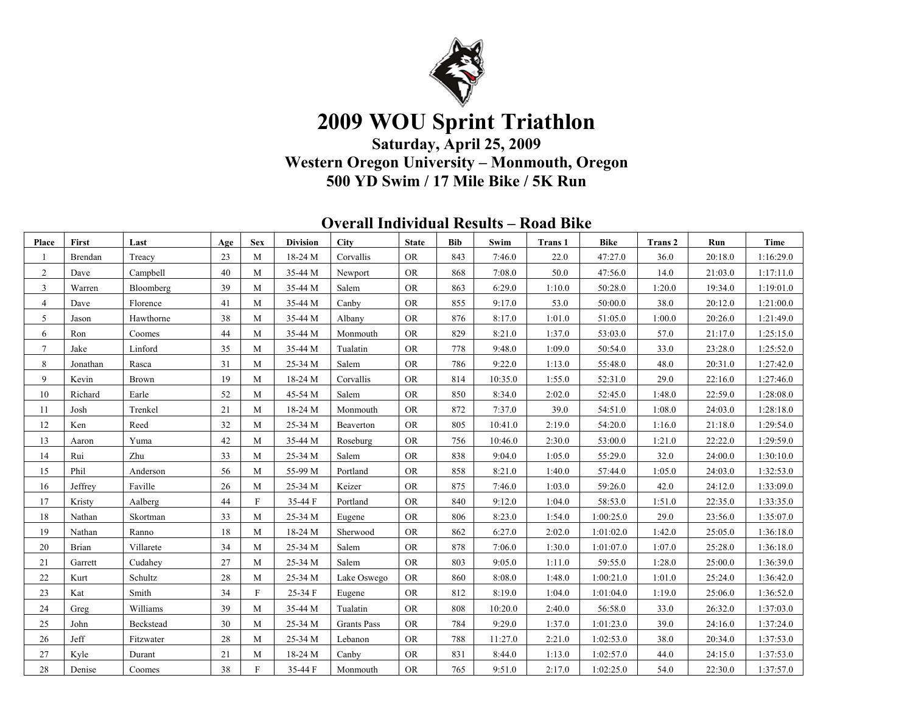# 2009 WOU Sprint Triathlon

### Saturday, April 25, 2009
### Western Oregon University – Monmouth, Oregon
### 500 YD Swim / 17 Mile Bike / 5K Run

## Overall Individual Results – Road Bike

| Place | First | Last | Age | Sex | Division | City | State | Bib | Swim | Trans 1 | Bike | Trans 2 | Run | Time |
|---|---|---|---|---|---|---|---|---|---|---|---|---|---|---|
| 1 | Brendan | Treacy | 23 | M | 18-24 M | Corvallis | OR | 843 | 7:46.0 | 22.0 | 47:27.0 | 36.0 | 20:18.0 | 1:16:29.0 |
| 2 | Dave | Campbell | 40 | M | 35-44 M | Newport | OR | 868 | 7:08.0 | 50.0 | 47:56.0 | 14.0 | 21:03.0 | 1:17:11.0 |
| 3 | Warren | Bloomberg | 39 | M | 35-44 M | Salem | OR | 863 | 6:29.0 | 1:10.0 | 50:28.0 | 1:20.0 | 19:34.0 | 1:19:01.0 |
| 4 | Dave | Florence | 41 | M | 35-44 M | Canby | OR | 855 | 9:17.0 | 53.0 | 50:00.0 | 38.0 | 20:12.0 | 1:21:00.0 |
| 5 | Jason | Hawthorne | 38 | M | 35-44 M | Albany | OR | 876 | 8:17.0 | 1:01.0 | 51:05.0 | 1:00.0 | 20:26.0 | 1:21:49.0 |
| 6 | Ron | Coomes | 44 | M | 35-44 M | Monmouth | OR | 829 | 8:21.0 | 1:37.0 | 53:03.0 | 57.0 | 21:17.0 | 1:25:15.0 |
| 7 | Jake | Linford | 35 | M | 35-44 M | Tualatin | OR | 778 | 9:48.0 | 1:09.0 | 50:54.0 | 33.0 | 23:28.0 | 1:25:52.0 |
| 8 | Jonathan | Rasca | 31 | M | 25-34 M | Salem | OR | 786 | 9:22.0 | 1:13.0 | 55:48.0 | 48.0 | 20:31.0 | 1:27:42.0 |
| 9 | Kevin | Brown | 19 | M | 18-24 M | Corvallis | OR | 814 | 10:35.0 | 1:55.0 | 52:31.0 | 29.0 | 22:16.0 | 1:27:46.0 |
| 10 | Richard | Earle | 52 | M | 45-54 M | Salem | OR | 850 | 8:34.0 | 2:02.0 | 52:45.0 | 1:48.0 | 22:59.0 | 1:28:08.0 |
| 11 | Josh | Trenkel | 21 | M | 18-24 M | Monmouth | OR | 872 | 7:37.0 | 39.0 | 54:51.0 | 1:08.0 | 24:03.0 | 1:28:18.0 |
| 12 | Ken | Reed | 32 | M | 25-34 M | Beaverton | OR | 805 | 10:41.0 | 2:19.0 | 54:20.0 | 1:16.0 | 21:18.0 | 1:29:54.0 |
| 13 | Aaron | Yuma | 42 | M | 35-44 M | Roseburg | OR | 756 | 10:46.0 | 2:30.0 | 53:00.0 | 1:21.0 | 22:22.0 | 1:29:59.0 |
| 14 | Rui | Zhu | 33 | M | 25-34 M | Salem | OR | 838 | 9:04.0 | 1:05.0 | 55:29.0 | 32.0 | 24:00.0 | 1:30:10.0 |
| 15 | Phil | Anderson | 56 | M | 55-99 M | Portland | OR | 858 | 8:21.0 | 1:40.0 | 57:44.0 | 1:05.0 | 24:03.0 | 1:32:53.0 |
| 16 | Jeffrey | Faville | 26 | M | 25-34 M | Keizer | OR | 875 | 7:46.0 | 1:03.0 | 59:26.0 | 42.0 | 24:12.0 | 1:33:09.0 |
| 17 | Kristy | Aalberg | 44 | F | 35-44 F | Portland | OR | 840 | 9:12.0 | 1:04.0 | 58:53.0 | 1:51.0 | 22:35.0 | 1:33:35.0 |
| 18 | Nathan | Skortman | 33 | M | 25-34 M | Eugene | OR | 806 | 8:23.0 | 1:54.0 | 1:00:25.0 | 29.0 | 23:56.0 | 1:35:07.0 |
| 19 | Nathan | Ranno | 18 | M | 18-24 M | Sherwood | OR | 862 | 6:27.0 | 2:02.0 | 1:01:02.0 | 1:42.0 | 25:05.0 | 1:36:18.0 |
| 20 | Brian | Villarete | 34 | M | 25-34 M | Salem | OR | 878 | 7:06.0 | 1:30.0 | 1:01:07.0 | 1:07.0 | 25:28.0 | 1:36:18.0 |
| 21 | Garrett | Cudahey | 27 | M | 25-34 M | Salem | OR | 803 | 9:05.0 | 1:11.0 | 59:55.0 | 1:28.0 | 25:00.0 | 1:36:39.0 |
| 22 | Kurt | Schultz | 28 | M | 25-34 M | Lake Oswego | OR | 860 | 8:08.0 | 1:48.0 | 1:00:21.0 | 1:01.0 | 25:24.0 | 1:36:42.0 |
| 23 | Kat | Smith | 34 | F | 25-34 F | Eugene | OR | 812 | 8:19.0 | 1:04.0 | 1:01:04.0 | 1:19.0 | 25:06.0 | 1:36:52.0 |
| 24 | Greg | Williams | 39 | M | 35-44 M | Tualatin | OR | 808 | 10:20.0 | 2:40.0 | 56:58.0 | 33.0 | 26:32.0 | 1:37:03.0 |
| 25 | John | Beckstead | 30 | M | 25-34 M | Grants Pass | OR | 784 | 9:29.0 | 1:37.0 | 1:01:23.0 | 39.0 | 24:16.0 | 1:37:24.0 |
| 26 | Jeff | Fitzwater | 28 | M | 25-34 M | Lebanon | OR | 788 | 11:27.0 | 2:21.0 | 1:02:53.0 | 38.0 | 20:34.0 | 1:37:53.0 |
| 27 | Kyle | Durant | 21 | M | 18-24 M | Canby | OR | 831 | 8:44.0 | 1:13.0 | 1:02:57.0 | 44.0 | 24:15.0 | 1:37:53.0 |
| 28 | Denise | Coomes | 38 | F | 35-44 F | Monmouth | OR | 765 | 9:51.0 | 2:17.0 | 1:02:25.0 | 54.0 | 22:30.0 | 1:37:57.0 |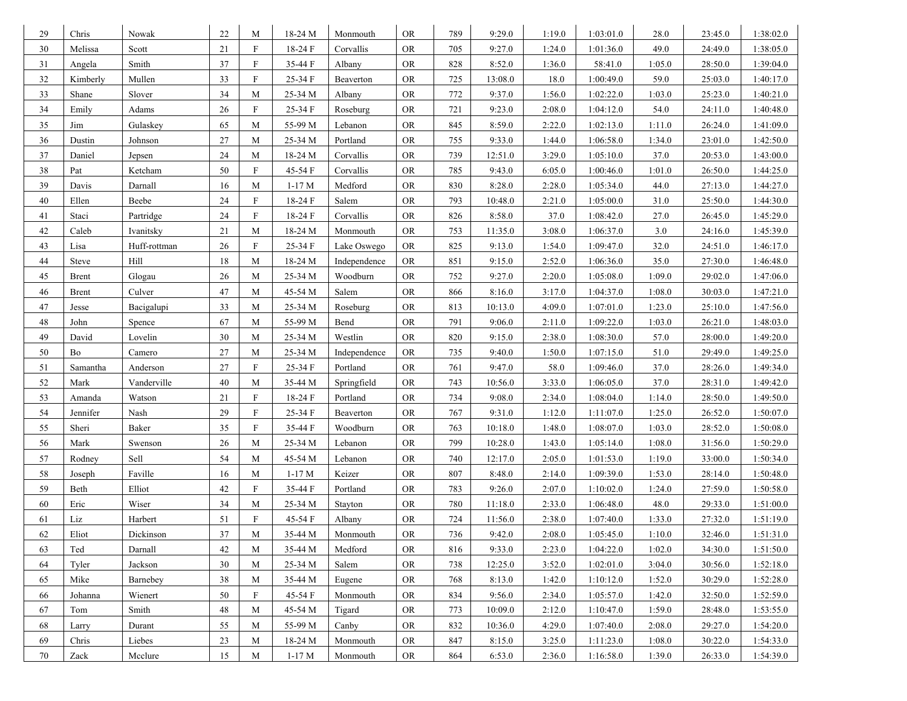| 29 | Chris | Nowak | 22 | M | 18-24 M | Monmouth | OR | 789 | 9:29.0 | 1:19.0 | 1:03:01.0 | 28.0 | 23:45.0 | 1:38:02.0 |
|---|---|---|---|---|---|---|---|---|---|---|---|---|---|---|
| 30 | Melissa | Scott | 21 | F | 18-24 F | Corvallis | OR | 705 | 9:27.0 | 1:24.0 | 1:01:36.0 | 49.0 | 24:49.0 | 1:38:05.0 |
| 31 | Angela | Smith | 37 | F | 35-44 F | Albany | OR | 828 | 8:52.0 | 1:36.0 | 58:41.0 | 1:05.0 | 28:50.0 | 1:39:04.0 |
| 32 | Kimberly | Mullen | 33 | F | 25-34 F | Beaverton | OR | 725 | 13:08.0 | 18.0 | 1:00:49.0 | 59.0 | 25:03.0 | 1:40:17.0 |
| 33 | Shane | Slover | 34 | M | 25-34 M | Albany | OR | 772 | 9:37.0 | 1:56.0 | 1:02:22.0 | 1:03.0 | 25:23.0 | 1:40:21.0 |
| 34 | Emily | Adams | 26 | F | 25-34 F | Roseburg | OR | 721 | 9:23.0 | 2:08.0 | 1:04:12.0 | 54.0 | 24:11.0 | 1:40:48.0 |
| 35 | Jim | Gulaskey | 65 | M | 55-99 M | Lebanon | OR | 845 | 8:59.0 | 2:22.0 | 1:02:13.0 | 1:11.0 | 26:24.0 | 1:41:09.0 |
| 36 | Dustin | Johnson | 27 | M | 25-34 M | Portland | OR | 755 | 9:33.0 | 1:44.0 | 1:06:58.0 | 1:34.0 | 23:01.0 | 1:42:50.0 |
| 37 | Daniel | Jepsen | 24 | M | 18-24 M | Corvallis | OR | 739 | 12:51.0 | 3:29.0 | 1:05:10.0 | 37.0 | 20:53.0 | 1:43:00.0 |
| 38 | Pat | Ketcham | 50 | F | 45-54 F | Corvallis | OR | 785 | 9:43.0 | 6:05.0 | 1:00:46.0 | 1:01.0 | 26:50.0 | 1:44:25.0 |
| 39 | Davis | Darnall | 16 | M | 1-17 M | Medford | OR | 830 | 8:28.0 | 2:28.0 | 1:05:34.0 | 44.0 | 27:13.0 | 1:44:27.0 |
| 40 | Ellen | Beebe | 24 | F | 18-24 F | Salem | OR | 793 | 10:48.0 | 2:21.0 | 1:05:00.0 | 31.0 | 25:50.0 | 1:44:30.0 |
| 41 | Staci | Partridge | 24 | F | 18-24 F | Corvallis | OR | 826 | 8:58.0 | 37.0 | 1:08:42.0 | 27.0 | 26:45.0 | 1:45:29.0 |
| 42 | Caleb | Ivanitsky | 21 | M | 18-24 M | Monmouth | OR | 753 | 11:35.0 | 3:08.0 | 1:06:37.0 | 3.0 | 24:16.0 | 1:45:39.0 |
| 43 | Lisa | Huff-rottman | 26 | F | 25-34 F | Lake Oswego | OR | 825 | 9:13.0 | 1:54.0 | 1:09:47.0 | 32.0 | 24:51.0 | 1:46:17.0 |
| 44 | Steve | Hill | 18 | M | 18-24 M | Independence | OR | 851 | 9:15.0 | 2:52.0 | 1:06:36.0 | 35.0 | 27:30.0 | 1:46:48.0 |
| 45 | Brent | Glogau | 26 | M | 25-34 M | Woodburn | OR | 752 | 9:27.0 | 2:20.0 | 1:05:08.0 | 1:09.0 | 29:02.0 | 1:47:06.0 |
| 46 | Brent | Culver | 47 | M | 45-54 M | Salem | OR | 866 | 8:16.0 | 3:17.0 | 1:04:37.0 | 1:08.0 | 30:03.0 | 1:47:21.0 |
| 47 | Jesse | Bacigalupi | 33 | M | 25-34 M | Roseburg | OR | 813 | 10:13.0 | 4:09.0 | 1:07:01.0 | 1:23.0 | 25:10.0 | 1:47:56.0 |
| 48 | John | Spence | 67 | M | 55-99 M | Bend | OR | 791 | 9:06.0 | 2:11.0 | 1:09:22.0 | 1:03.0 | 26:21.0 | 1:48:03.0 |
| 49 | David | Lovelin | 30 | M | 25-34 M | Westlin | OR | 820 | 9:15.0 | 2:38.0 | 1:08:30.0 | 57.0 | 28:00.0 | 1:49:20.0 |
| 50 | Bo | Camero | 27 | M | 25-34 M | Independence | OR | 735 | 9:40.0 | 1:50.0 | 1:07:15.0 | 51.0 | 29:49.0 | 1:49:25.0 |
| 51 | Samantha | Anderson | 27 | F | 25-34 F | Portland | OR | 761 | 9:47.0 | 58.0 | 1:09:46.0 | 37.0 | 28:26.0 | 1:49:34.0 |
| 52 | Mark | Vanderville | 40 | M | 35-44 M | Springfield | OR | 743 | 10:56.0 | 3:33.0 | 1:06:05.0 | 37.0 | 28:31.0 | 1:49:42.0 |
| 53 | Amanda | Watson | 21 | F | 18-24 F | Portland | OR | 734 | 9:08.0 | 2:34.0 | 1:08:04.0 | 1:14.0 | 28:50.0 | 1:49:50.0 |
| 54 | Jennifer | Nash | 29 | F | 25-34 F | Beaverton | OR | 767 | 9:31.0 | 1:12.0 | 1:11:07.0 | 1:25.0 | 26:52.0 | 1:50:07.0 |
| 55 | Sheri | Baker | 35 | F | 35-44 F | Woodburn | OR | 763 | 10:18.0 | 1:48.0 | 1:08:07.0 | 1:03.0 | 28:52.0 | 1:50:08.0 |
| 56 | Mark | Swenson | 26 | M | 25-34 M | Lebanon | OR | 799 | 10:28.0 | 1:43.0 | 1:05:14.0 | 1:08.0 | 31:56.0 | 1:50:29.0 |
| 57 | Rodney | Sell | 54 | M | 45-54 M | Lebanon | OR | 740 | 12:17.0 | 2:05.0 | 1:01:53.0 | 1:19.0 | 33:00.0 | 1:50:34.0 |
| 58 | Joseph | Faville | 16 | M | 1-17 M | Keizer | OR | 807 | 8:48.0 | 2:14.0 | 1:09:39.0 | 1:53.0 | 28:14.0 | 1:50:48.0 |
| 59 | Beth | Elliot | 42 | F | 35-44 F | Portland | OR | 783 | 9:26.0 | 2:07.0 | 1:10:02.0 | 1:24.0 | 27:59.0 | 1:50:58.0 |
| 60 | Eric | Wiser | 34 | M | 25-34 M | Stayton | OR | 780 | 11:18.0 | 2:33.0 | 1:06:48.0 | 48.0 | 29:33.0 | 1:51:00.0 |
| 61 | Liz | Harbert | 51 | F | 45-54 F | Albany | OR | 724 | 11:56.0 | 2:38.0 | 1:07:40.0 | 1:33.0 | 27:32.0 | 1:51:19.0 |
| 62 | Eliot | Dickinson | 37 | M | 35-44 M | Monmouth | OR | 736 | 9:42.0 | 2:08.0 | 1:05:45.0 | 1:10.0 | 32:46.0 | 1:51:31.0 |
| 63 | Ted | Darnall | 42 | M | 35-44 M | Medford | OR | 816 | 9:33.0 | 2:23.0 | 1:04:22.0 | 1:02.0 | 34:30.0 | 1:51:50.0 |
| 64 | Tyler | Jackson | 30 | M | 25-34 M | Salem | OR | 738 | 12:25.0 | 3:52.0 | 1:02:01.0 | 3:04.0 | 30:56.0 | 1:52:18.0 |
| 65 | Mike | Barnebey | 38 | M | 35-44 M | Eugene | OR | 768 | 8:13.0 | 1:42.0 | 1:10:12.0 | 1:52.0 | 30:29.0 | 1:52:28.0 |
| 66 | Johanna | Wienert | 50 | F | 45-54 F | Monmouth | OR | 834 | 9:56.0 | 2:34.0 | 1:05:57.0 | 1:42.0 | 32:50.0 | 1:52:59.0 |
| 67 | Tom | Smith | 48 | M | 45-54 M | Tigard | OR | 773 | 10:09.0 | 2:12.0 | 1:10:47.0 | 1:59.0 | 28:48.0 | 1:53:55.0 |
| 68 | Larry | Durant | 55 | M | 55-99 M | Canby | OR | 832 | 10:36.0 | 4:29.0 | 1:07:40.0 | 2:08.0 | 29:27.0 | 1:54:20.0 |
| 69 | Chris | Liebes | 23 | M | 18-24 M | Monmouth | OR | 847 | 8:15.0 | 3:25.0 | 1:11:23.0 | 1:08.0 | 30:22.0 | 1:54:33.0 |
| 70 | Zack | Mcclure | 15 | M | 1-17 M | Monmouth | OR | 864 | 6:53.0 | 2:36.0 | 1:16:58.0 | 1:39.0 | 26:33.0 | 1:54:39.0 |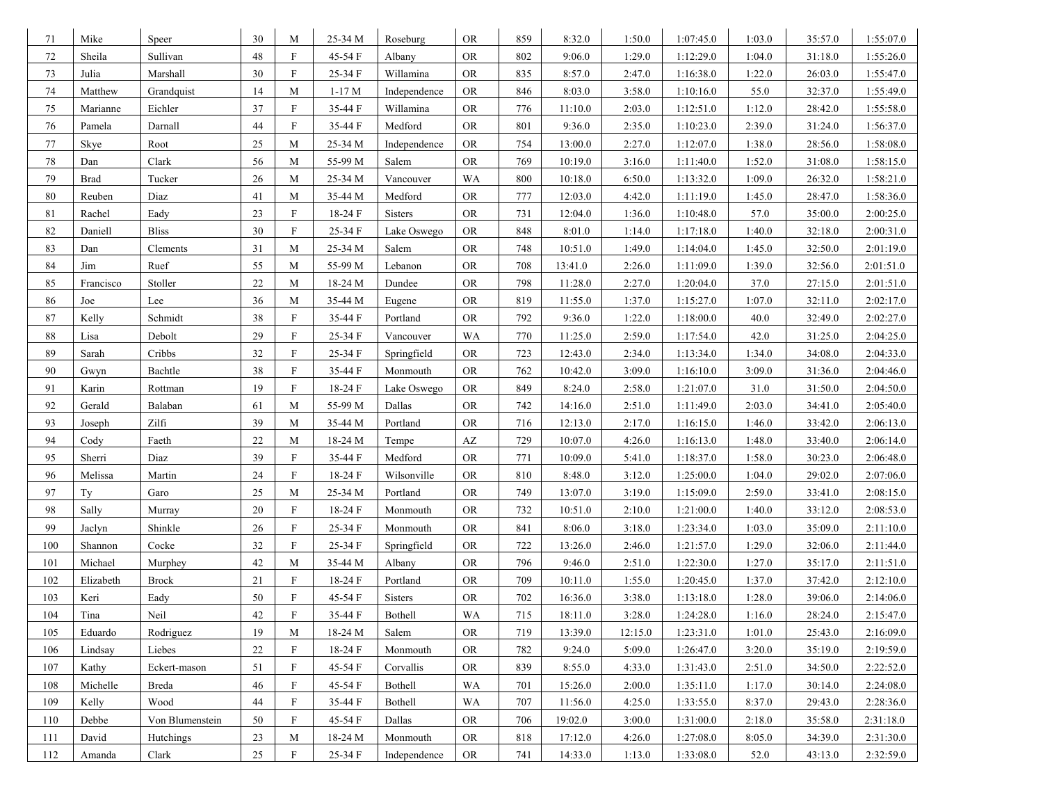| | | | | | | | | | | | | | | |
|---|---|---|---|---|---|---|---|---|---|---|---|---|---|---|
| 71 | Mike | Speer | 30 | M | 25-34 M | Roseburg | OR | 859 | 8:32.0 | 1:50.0 | 1:07:45.0 | 1:03.0 | 35:57.0 | 1:55:07.0 |
| 72 | Sheila | Sullivan | 48 | F | 45-54 F | Albany | OR | 802 | 9:06.0 | 1:29.0 | 1:12:29.0 | 1:04.0 | 31:18.0 | 1:55:26.0 |
| 73 | Julia | Marshall | 30 | F | 25-34 F | Willamina | OR | 835 | 8:57.0 | 2:47.0 | 1:16:38.0 | 1:22.0 | 26:03.0 | 1:55:47.0 |
| 74 | Matthew | Grandquist | 14 | M | 1-17 M | Independence | OR | 846 | 8:03.0 | 3:58.0 | 1:10:16.0 | 55.0 | 32:37.0 | 1:55:49.0 |
| 75 | Marianne | Eichler | 37 | F | 35-44 F | Willamina | OR | 776 | 11:10.0 | 2:03.0 | 1:12:51.0 | 1:12.0 | 28:42.0 | 1:55:58.0 |
| 76 | Pamela | Darnall | 44 | F | 35-44 F | Medford | OR | 801 | 9:36.0 | 2:35.0 | 1:10:23.0 | 2:39.0 | 31:24.0 | 1:56:37.0 |
| 77 | Skye | Root | 25 | M | 25-34 M | Independence | OR | 754 | 13:00.0 | 2:27.0 | 1:12:07.0 | 1:38.0 | 28:56.0 | 1:58:08.0 |
| 78 | Dan | Clark | 56 | M | 55-99 M | Salem | OR | 769 | 10:19.0 | 3:16.0 | 1:11:40.0 | 1:52.0 | 31:08.0 | 1:58:15.0 |
| 79 | Brad | Tucker | 26 | M | 25-34 M | Vancouver | WA | 800 | 10:18.0 | 6:50.0 | 1:13:32.0 | 1:09.0 | 26:32.0 | 1:58:21.0 |
| 80 | Reuben | Diaz | 41 | M | 35-44 M | Medford | OR | 777 | 12:03.0 | 4:42.0 | 1:11:19.0 | 1:45.0 | 28:47.0 | 1:58:36.0 |
| 81 | Rachel | Eady | 23 | F | 18-24 F | Sisters | OR | 731 | 12:04.0 | 1:36.0 | 1:10:48.0 | 57.0 | 35:00.0 | 2:00:25.0 |
| 82 | Daniell | Bliss | 30 | F | 25-34 F | Lake Oswego | OR | 848 | 8:01.0 | 1:14.0 | 1:17:18.0 | 1:40.0 | 32:18.0 | 2:00:31.0 |
| 83 | Dan | Clements | 31 | M | 25-34 M | Salem | OR | 748 | 10:51.0 | 1:49.0 | 1:14:04.0 | 1:45.0 | 32:50.0 | 2:01:19.0 |
| 84 | Jim | Ruef | 55 | M | 55-99 M | Lebanon | OR | 708 | 13:41.0 | 2:26.0 | 1:11:09.0 | 1:39.0 | 32:56.0 | 2:01:51.0 |
| 85 | Francisco | Stoller | 22 | M | 18-24 M | Dundee | OR | 798 | 11:28.0 | 2:27.0 | 1:20:04.0 | 37.0 | 27:15.0 | 2:01:51.0 |
| 86 | Joe | Lee | 36 | M | 35-44 M | Eugene | OR | 819 | 11:55.0 | 1:37.0 | 1:15:27.0 | 1:07.0 | 32:11.0 | 2:02:17.0 |
| 87 | Kelly | Schmidt | 38 | F | 35-44 F | Portland | OR | 792 | 9:36.0 | 1:22.0 | 1:18:00.0 | 40.0 | 32:49.0 | 2:02:27.0 |
| 88 | Lisa | Debolt | 29 | F | 25-34 F | Vancouver | WA | 770 | 11:25.0 | 2:59.0 | 1:17:54.0 | 42.0 | 31:25.0 | 2:04:25.0 |
| 89 | Sarah | Cribbs | 32 | F | 25-34 F | Springfield | OR | 723 | 12:43.0 | 2:34.0 | 1:13:34.0 | 1:34.0 | 34:08.0 | 2:04:33.0 |
| 90 | Gwyn | Bachtle | 38 | F | 35-44 F | Monmouth | OR | 762 | 10:42.0 | 3:09.0 | 1:16:10.0 | 3:09.0 | 31:36.0 | 2:04:46.0 |
| 91 | Karin | Rottman | 19 | F | 18-24 F | Lake Oswego | OR | 849 | 8:24.0 | 2:58.0 | 1:21:07.0 | 31.0 | 31:50.0 | 2:04:50.0 |
| 92 | Gerald | Balaban | 61 | M | 55-99 M | Dallas | OR | 742 | 14:16.0 | 2:51.0 | 1:11:49.0 | 2:03.0 | 34:41.0 | 2:05:40.0 |
| 93 | Joseph | Zilfi | 39 | M | 35-44 M | Portland | OR | 716 | 12:13.0 | 2:17.0 | 1:16:15.0 | 1:46.0 | 33:42.0 | 2:06:13.0 |
| 94 | Cody | Faeth | 22 | M | 18-24 M | Tempe | AZ | 729 | 10:07.0 | 4:26.0 | 1:16:13.0 | 1:48.0 | 33:40.0 | 2:06:14.0 |
| 95 | Sherri | Diaz | 39 | F | 35-44 F | Medford | OR | 771 | 10:09.0 | 5:41.0 | 1:18:37.0 | 1:58.0 | 30:23.0 | 2:06:48.0 |
| 96 | Melissa | Martin | 24 | F | 18-24 F | Wilsonville | OR | 810 | 8:48.0 | 3:12.0 | 1:25:00.0 | 1:04.0 | 29:02.0 | 2:07:06.0 |
| 97 | Ty | Garo | 25 | M | 25-34 M | Portland | OR | 749 | 13:07.0 | 3:19.0 | 1:15:09.0 | 2:59.0 | 33:41.0 | 2:08:15.0 |
| 98 | Sally | Murray | 20 | F | 18-24 F | Monmouth | OR | 732 | 10:51.0 | 2:10.0 | 1:21:00.0 | 1:40.0 | 33:12.0 | 2:08:53.0 |
| 99 | Jaclyn | Shinkle | 26 | F | 25-34 F | Monmouth | OR | 841 | 8:06.0 | 3:18.0 | 1:23:34.0 | 1:03.0 | 35:09.0 | 2:11:10.0 |
| 100 | Shannon | Cocke | 32 | F | 25-34 F | Springfield | OR | 722 | 13:26.0 | 2:46.0 | 1:21:57.0 | 1:29.0 | 32:06.0 | 2:11:44.0 |
| 101 | Michael | Murphey | 42 | M | 35-44 M | Albany | OR | 796 | 9:46.0 | 2:51.0 | 1:22:30.0 | 1:27.0 | 35:17.0 | 2:11:51.0 |
| 102 | Elizabeth | Brock | 21 | F | 18-24 F | Portland | OR | 709 | 10:11.0 | 1:55.0 | 1:20:45.0 | 1:37.0 | 37:42.0 | 2:12:10.0 |
| 103 | Keri | Eady | 50 | F | 45-54 F | Sisters | OR | 702 | 16:36.0 | 3:38.0 | 1:13:18.0 | 1:28.0 | 39:06.0 | 2:14:06.0 |
| 104 | Tina | Neil | 42 | F | 35-44 F | Bothell | WA | 715 | 18:11.0 | 3:28.0 | 1:24:28.0 | 1:16.0 | 28:24.0 | 2:15:47.0 |
| 105 | Eduardo | Rodriguez | 19 | M | 18-24 M | Salem | OR | 719 | 13:39.0 | 12:15.0 | 1:23:31.0 | 1:01.0 | 25:43.0 | 2:16:09.0 |
| 106 | Lindsay | Liebes | 22 | F | 18-24 F | Monmouth | OR | 782 | 9:24.0 | 5:09.0 | 1:26:47.0 | 3:20.0 | 35:19.0 | 2:19:59.0 |
| 107 | Kathy | Eckert-mason | 51 | F | 45-54 F | Corvallis | OR | 839 | 8:55.0 | 4:33.0 | 1:31:43.0 | 2:51.0 | 34:50.0 | 2:22:52.0 |
| 108 | Michelle | Breda | 46 | F | 45-54 F | Bothell | WA | 701 | 15:26.0 | 2:00.0 | 1:35:11.0 | 1:17.0 | 30:14.0 | 2:24:08.0 |
| 109 | Kelly | Wood | 44 | F | 35-44 F | Bothell | WA | 707 | 11:56.0 | 4:25.0 | 1:33:55.0 | 8:37.0 | 29:43.0 | 2:28:36.0 |
| 110 | Debbe | Von Blumenstein | 50 | F | 45-54 F | Dallas | OR | 706 | 19:02.0 | 3:00.0 | 1:31:00.0 | 2:18.0 | 35:58.0 | 2:31:18.0 |
| 111 | David | Hutchings | 23 | M | 18-24 M | Monmouth | OR | 818 | 17:12.0 | 4:26.0 | 1:27:08.0 | 8:05.0 | 34:39.0 | 2:31:30.0 |
| 112 | Amanda | Clark | 25 | F | 25-34 F | Independence | OR | 741 | 14:33.0 | 1:13.0 | 1:33:08.0 | 52.0 | 43:13.0 | 2:32:59.0 |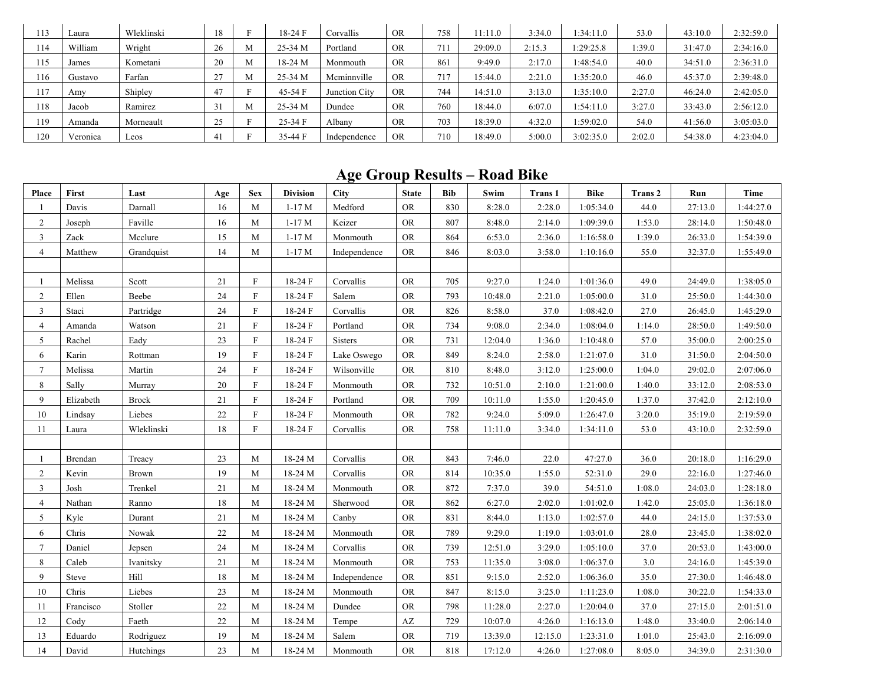| | | | | | | | | | | | | | | |
|---|---|---|---|---|---|---|---|---|---|---|---|---|---|---|
| 113 | Laura | Wleklinski | 18 | F | 18-24 F | Corvallis | OR | 758 | 11:11.0 | 3:34.0 | 1:34:11.0 | 53.0 | 43:10.0 | 2:32:59.0 |
| 114 | William | Wright | 26 | M | 25-34 M | Portland | OR | 711 | 29:09.0 | 2:15.3 | 1:29:25.8 | 1:39.0 | 31:47.0 | 2:34:16.0 |
| 115 | James | Kometani | 20 | M | 18-24 M | Monmouth | OR | 861 | 9:49.0 | 2:17.0 | 1:48:54.0 | 40.0 | 34:51.0 | 2:36:31.0 |
| 116 | Gustavo | Farfan | 27 | M | 25-34 M | Mcminnville | OR | 717 | 15:44.0 | 2:21.0 | 1:35:20.0 | 46.0 | 45:37.0 | 2:39:48.0 |
| 117 | Amy | Shipley | 47 | F | 45-54 F | Junction City | OR | 744 | 14:51.0 | 3:13.0 | 1:35:10.0 | 2:27.0 | 46:24.0 | 2:42:05.0 |
| 118 | Jacob | Ramirez | 31 | M | 25-34 M | Dundee | OR | 760 | 18:44.0 | 6:07.0 | 1:54:11.0 | 3:27.0 | 33:43.0 | 2:56:12.0 |
| 119 | Amanda | Morneault | 25 | F | 25-34 F | Albany | OR | 703 | 18:39.0 | 4:32.0 | 1:59:02.0 | 54.0 | 41:56.0 | 3:05:03.0 |
| 120 | Veronica | Leos | 41 | F | 35-44 F | Independence | OR | 710 | 18:49.0 | 5:00.0 | 3:02:35.0 | 2:02.0 | 54:38.0 | 4:23:04.0 |

# Age Group Results – Road Bike

| Place | First | Last | Age | Sex | Division | City | State | Bib | Swim | Trans 1 | Bike | Trans 2 | Run | Time |
|---|---|---|---|---|---|---|---|---|---|---|---|---|---|---|
| 1 | Davis | Darnall | 16 | M | 1-17 M | Medford | OR | 830 | 8:28.0 | 2:28.0 | 1:05:34.0 | 44.0 | 27:13.0 | 1:44:27.0 |
| 2 | Joseph | Faville | 16 | M | 1-17 M | Keizer | OR | 807 | 8:48.0 | 2:14.0 | 1:09:39.0 | 1:53.0 | 28:14.0 | 1:50:48.0 |
| 3 | Zack | Mcclure | 15 | M | 1-17 M | Monmouth | OR | 864 | 6:53.0 | 2:36.0 | 1:16:58.0 | 1:39.0 | 26:33.0 | 1:54:39.0 |
| 4 | Matthew | Grandquist | 14 | M | 1-17 M | Independence | OR | 846 | 8:03.0 | 3:58.0 | 1:10:16.0 | 55.0 | 32:37.0 | 1:55:49.0 |
| | | | | | | | | | | | | | | |
| 1 | Melissa | Scott | 21 | F | 18-24 F | Corvallis | OR | 705 | 9:27.0 | 1:24.0 | 1:01:36.0 | 49.0 | 24:49.0 | 1:38:05.0 |
| 2 | Ellen | Beebe | 24 | F | 18-24 F | Salem | OR | 793 | 10:48.0 | 2:21.0 | 1:05:00.0 | 31.0 | 25:50.0 | 1:44:30.0 |
| 3 | Staci | Partridge | 24 | F | 18-24 F | Corvallis | OR | 826 | 8:58.0 | 37.0 | 1:08:42.0 | 27.0 | 26:45.0 | 1:45:29.0 |
| 4 | Amanda | Watson | 21 | F | 18-24 F | Portland | OR | 734 | 9:08.0 | 2:34.0 | 1:08:04.0 | 1:14.0 | 28:50.0 | 1:49:50.0 |
| 5 | Rachel | Eady | 23 | F | 18-24 F | Sisters | OR | 731 | 12:04.0 | 1:36.0 | 1:10:48.0 | 57.0 | 35:00.0 | 2:00:25.0 |
| 6 | Karin | Rottman | 19 | F | 18-24 F | Lake Oswego | OR | 849 | 8:24.0 | 2:58.0 | 1:21:07.0 | 31.0 | 31:50.0 | 2:04:50.0 |
| 7 | Melissa | Martin | 24 | F | 18-24 F | Wilsonville | OR | 810 | 8:48.0 | 3:12.0 | 1:25:00.0 | 1:04.0 | 29:02.0 | 2:07:06.0 |
| 8 | Sally | Murray | 20 | F | 18-24 F | Monmouth | OR | 732 | 10:51.0 | 2:10.0 | 1:21:00.0 | 1:40.0 | 33:12.0 | 2:08:53.0 |
| 9 | Elizabeth | Brock | 21 | F | 18-24 F | Portland | OR | 709 | 10:11.0 | 1:55.0 | 1:20:45.0 | 1:37.0 | 37:42.0 | 2:12:10.0 |
| 10 | Lindsay | Liebes | 22 | F | 18-24 F | Monmouth | OR | 782 | 9:24.0 | 5:09.0 | 1:26:47.0 | 3:20.0 | 35:19.0 | 2:19:59.0 |
| 11 | Laura | Wleklinski | 18 | F | 18-24 F | Corvallis | OR | 758 | 11:11.0 | 3:34.0 | 1:34:11.0 | 53.0 | 43:10.0 | 2:32:59.0 |
| | | | | | | | | | | | | | | |
| 1 | Brendan | Treacy | 23 | M | 18-24 M | Corvallis | OR | 843 | 7:46.0 | 22.0 | 47:27.0 | 36.0 | 20:18.0 | 1:16:29.0 |
| 2 | Kevin | Brown | 19 | M | 18-24 M | Corvallis | OR | 814 | 10:35.0 | 1:55.0 | 52:31.0 | 29.0 | 22:16.0 | 1:27:46.0 |
| 3 | Josh | Trenkel | 21 | M | 18-24 M | Monmouth | OR | 872 | 7:37.0 | 39.0 | 54:51.0 | 1:08.0 | 24:03.0 | 1:28:18.0 |
| 4 | Nathan | Ranno | 18 | M | 18-24 M | Sherwood | OR | 862 | 6:27.0 | 2:02.0 | 1:01:02.0 | 1:42.0 | 25:05.0 | 1:36:18.0 |
| 5 | Kyle | Durant | 21 | M | 18-24 M | Canby | OR | 831 | 8:44.0 | 1:13.0 | 1:02:57.0 | 44.0 | 24:15.0 | 1:37:53.0 |
| 6 | Chris | Nowak | 22 | M | 18-24 M | Monmouth | OR | 789 | 9:29.0 | 1:19.0 | 1:03:01.0 | 28.0 | 23:45.0 | 1:38:02.0 |
| 7 | Daniel | Jepsen | 24 | M | 18-24 M | Corvallis | OR | 739 | 12:51.0 | 3:29.0 | 1:05:10.0 | 37.0 | 20:53.0 | 1:43:00.0 |
| 8 | Caleb | Ivanitsky | 21 | M | 18-24 M | Monmouth | OR | 753 | 11:35.0 | 3:08.0 | 1:06:37.0 | 3.0 | 24:16.0 | 1:45:39.0 |
| 9 | Steve | Hill | 18 | M | 18-24 M | Independence | OR | 851 | 9:15.0 | 2:52.0 | 1:06:36.0 | 35.0 | 27:30.0 | 1:46:48.0 |
| 10 | Chris | Liebes | 23 | M | 18-24 M | Monmouth | OR | 847 | 8:15.0 | 3:25.0 | 1:11:23.0 | 1:08.0 | 30:22.0 | 1:54:33.0 |
| 11 | Francisco | Stoller | 22 | M | 18-24 M | Dundee | OR | 798 | 11:28.0 | 2:27.0 | 1:20:04.0 | 37.0 | 27:15.0 | 2:01:51.0 |
| 12 | Cody | Faeth | 22 | M | 18-24 M | Tempe | AZ | 729 | 10:07.0 | 4:26.0 | 1:16:13.0 | 1:48.0 | 33:40.0 | 2:06:14.0 |
| 13 | Eduardo | Rodriguez | 19 | M | 18-24 M | Salem | OR | 719 | 13:39.0 | 12:15.0 | 1:23:31.0 | 1:01.0 | 25:43.0 | 2:16:09.0 |
| 14 | David | Hutchings | 23 | M | 18-24 M | Monmouth | OR | 818 | 17:12.0 | 4:26.0 | 1:27:08.0 | 8:05.0 | 34:39.0 | 2:31:30.0 |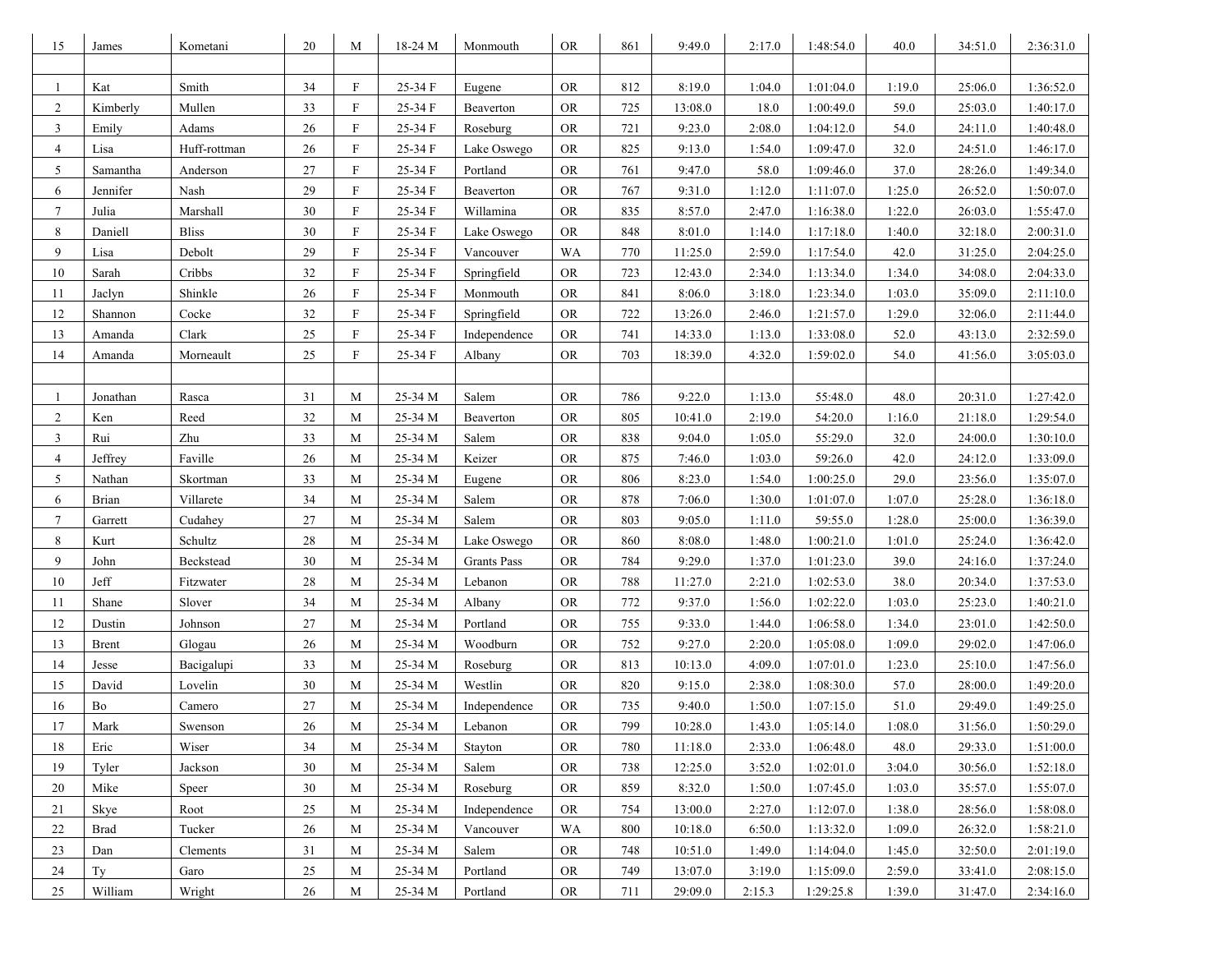| | | | | | | | | | | | | | | |
|---|---|---|---|---|---|---|---|---|---|---|---|---|---|---|
| 15 | James | Kometani | 20 | M | 18-24 M | Monmouth | OR | 861 | 9:49.0 | 2:17.0 | 1:48:54.0 | 40.0 | 34:51.0 | 2:36:31.0 |
| | | | | | | | | | | | | | | |
| 1 | Kat | Smith | 34 | F | 25-34 F | Eugene | OR | 812 | 8:19.0 | 1:04.0 | 1:01:04.0 | 1:19.0 | 25:06.0 | 1:36:52.0 |
| 2 | Kimberly | Mullen | 33 | F | 25-34 F | Beaverton | OR | 725 | 13:08.0 | 18.0 | 1:00:49.0 | 59.0 | 25:03.0 | 1:40:17.0 |
| 3 | Emily | Adams | 26 | F | 25-34 F | Roseburg | OR | 721 | 9:23.0 | 2:08.0 | 1:04:12.0 | 54.0 | 24:11.0 | 1:40:48.0 |
| 4 | Lisa | Huff-rottman | 26 | F | 25-34 F | Lake Oswego | OR | 825 | 9:13.0 | 1:54.0 | 1:09:47.0 | 32.0 | 24:51.0 | 1:46:17.0 |
| 5 | Samantha | Anderson | 27 | F | 25-34 F | Portland | OR | 761 | 9:47.0 | 58.0 | 1:09:46.0 | 37.0 | 28:26.0 | 1:49:34.0 |
| 6 | Jennifer | Nash | 29 | F | 25-34 F | Beaverton | OR | 767 | 9:31.0 | 1:12.0 | 1:11:07.0 | 1:25.0 | 26:52.0 | 1:50:07.0 |
| 7 | Julia | Marshall | 30 | F | 25-34 F | Willamina | OR | 835 | 8:57.0 | 2:47.0 | 1:16:38.0 | 1:22.0 | 26:03.0 | 1:55:47.0 |
| 8 | Daniell | Bliss | 30 | F | 25-34 F | Lake Oswego | OR | 848 | 8:01.0 | 1:14.0 | 1:17:18.0 | 1:40.0 | 32:18.0 | 2:00:31.0 |
| 9 | Lisa | Debolt | 29 | F | 25-34 F | Vancouver | WA | 770 | 11:25.0 | 2:59.0 | 1:17:54.0 | 42.0 | 31:25.0 | 2:04:25.0 |
| 10 | Sarah | Cribbs | 32 | F | 25-34 F | Springfield | OR | 723 | 12:43.0 | 2:34.0 | 1:13:34.0 | 1:34.0 | 34:08.0 | 2:04:33.0 |
| 11 | Jaclyn | Shinkle | 26 | F | 25-34 F | Monmouth | OR | 841 | 8:06.0 | 3:18.0 | 1:23:34.0 | 1:03.0 | 35:09.0 | 2:11:10.0 |
| 12 | Shannon | Cocke | 32 | F | 25-34 F | Springfield | OR | 722 | 13:26.0 | 2:46.0 | 1:21:57.0 | 1:29.0 | 32:06.0 | 2:11:44.0 |
| 13 | Amanda | Clark | 25 | F | 25-34 F | Independence | OR | 741 | 14:33.0 | 1:13.0 | 1:33:08.0 | 52.0 | 43:13.0 | 2:32:59.0 |
| 14 | Amanda | Morneault | 25 | F | 25-34 F | Albany | OR | 703 | 18:39.0 | 4:32.0 | 1:59:02.0 | 54.0 | 41:56.0 | 3:05:03.0 |
| | | | | | | | | | | | | | | |
| 1 | Jonathan | Rasca | 31 | M | 25-34 M | Salem | OR | 786 | 9:22.0 | 1:13.0 | 55:48.0 | 48.0 | 20:31.0 | 1:27:42.0 |
| 2 | Ken | Reed | 32 | M | 25-34 M | Beaverton | OR | 805 | 10:41.0 | 2:19.0 | 54:20.0 | 1:16.0 | 21:18.0 | 1:29:54.0 |
| 3 | Rui | Zhu | 33 | M | 25-34 M | Salem | OR | 838 | 9:04.0 | 1:05.0 | 55:29.0 | 32.0 | 24:00.0 | 1:30:10.0 |
| 4 | Jeffrey | Faville | 26 | M | 25-34 M | Keizer | OR | 875 | 7:46.0 | 1:03.0 | 59:26.0 | 42.0 | 24:12.0 | 1:33:09.0 |
| 5 | Nathan | Skortman | 33 | M | 25-34 M | Eugene | OR | 806 | 8:23.0 | 1:54.0 | 1:00:25.0 | 29.0 | 23:56.0 | 1:35:07.0 |
| 6 | Brian | Villarete | 34 | M | 25-34 M | Salem | OR | 878 | 7:06.0 | 1:30.0 | 1:01:07.0 | 1:07.0 | 25:28.0 | 1:36:18.0 |
| 7 | Garrett | Cudahey | 27 | M | 25-34 M | Salem | OR | 803 | 9:05.0 | 1:11.0 | 59:55.0 | 1:28.0 | 25:00.0 | 1:36:39.0 |
| 8 | Kurt | Schultz | 28 | M | 25-34 M | Lake Oswego | OR | 860 | 8:08.0 | 1:48.0 | 1:00:21.0 | 1:01.0 | 25:24.0 | 1:36:42.0 |
| 9 | John | Beckstead | 30 | M | 25-34 M | Grants Pass | OR | 784 | 9:29.0 | 1:37.0 | 1:01:23.0 | 39.0 | 24:16.0 | 1:37:24.0 |
| 10 | Jeff | Fitzwater | 28 | M | 25-34 M | Lebanon | OR | 788 | 11:27.0 | 2:21.0 | 1:02:53.0 | 38.0 | 20:34.0 | 1:37:53.0 |
| 11 | Shane | Slover | 34 | M | 25-34 M | Albany | OR | 772 | 9:37.0 | 1:56.0 | 1:02:22.0 | 1:03.0 | 25:23.0 | 1:40:21.0 |
| 12 | Dustin | Johnson | 27 | M | 25-34 M | Portland | OR | 755 | 9:33.0 | 1:44.0 | 1:06:58.0 | 1:34.0 | 23:01.0 | 1:42:50.0 |
| 13 | Brent | Glogau | 26 | M | 25-34 M | Woodburn | OR | 752 | 9:27.0 | 2:20.0 | 1:05:08.0 | 1:09.0 | 29:02.0 | 1:47:06.0 |
| 14 | Jesse | Bacigalupi | 33 | M | 25-34 M | Roseburg | OR | 813 | 10:13.0 | 4:09.0 | 1:07:01.0 | 1:23.0 | 25:10.0 | 1:47:56.0 |
| 15 | David | Lovelin | 30 | M | 25-34 M | Westlin | OR | 820 | 9:15.0 | 2:38.0 | 1:08:30.0 | 57.0 | 28:00.0 | 1:49:20.0 |
| 16 | Bo | Camero | 27 | M | 25-34 M | Independence | OR | 735 | 9:40.0 | 1:50.0 | 1:07:15.0 | 51.0 | 29:49.0 | 1:49:25.0 |
| 17 | Mark | Swenson | 26 | M | 25-34 M | Lebanon | OR | 799 | 10:28.0 | 1:43.0 | 1:05:14.0 | 1:08.0 | 31:56.0 | 1:50:29.0 |
| 18 | Eric | Wiser | 34 | M | 25-34 M | Stayton | OR | 780 | 11:18.0 | 2:33.0 | 1:06:48.0 | 48.0 | 29:33.0 | 1:51:00.0 |
| 19 | Tyler | Jackson | 30 | M | 25-34 M | Salem | OR | 738 | 12:25.0 | 3:52.0 | 1:02:01.0 | 3:04.0 | 30:56.0 | 1:52:18.0 |
| 20 | Mike | Speer | 30 | M | 25-34 M | Roseburg | OR | 859 | 8:32.0 | 1:50.0 | 1:07:45.0 | 1:03.0 | 35:57.0 | 1:55:07.0 |
| 21 | Skye | Root | 25 | M | 25-34 M | Independence | OR | 754 | 13:00.0 | 2:27.0 | 1:12:07.0 | 1:38.0 | 28:56.0 | 1:58:08.0 |
| 22 | Brad | Tucker | 26 | M | 25-34 M | Vancouver | WA | 800 | 10:18.0 | 6:50.0 | 1:13:32.0 | 1:09.0 | 26:32.0 | 1:58:21.0 |
| 23 | Dan | Clements | 31 | M | 25-34 M | Salem | OR | 748 | 10:51.0 | 1:49.0 | 1:14:04.0 | 1:45.0 | 32:50.0 | 2:01:19.0 |
| 24 | Ty | Garo | 25 | M | 25-34 M | Portland | OR | 749 | 13:07.0 | 3:19.0 | 1:15:09.0 | 2:59.0 | 33:41.0 | 2:08:15.0 |
| 25 | William | Wright | 26 | M | 25-34 M | Portland | OR | 711 | 29:09.0 | 2:15.3 | 1:29:25.8 | 1:39.0 | 31:47.0 | 2:34:16.0 |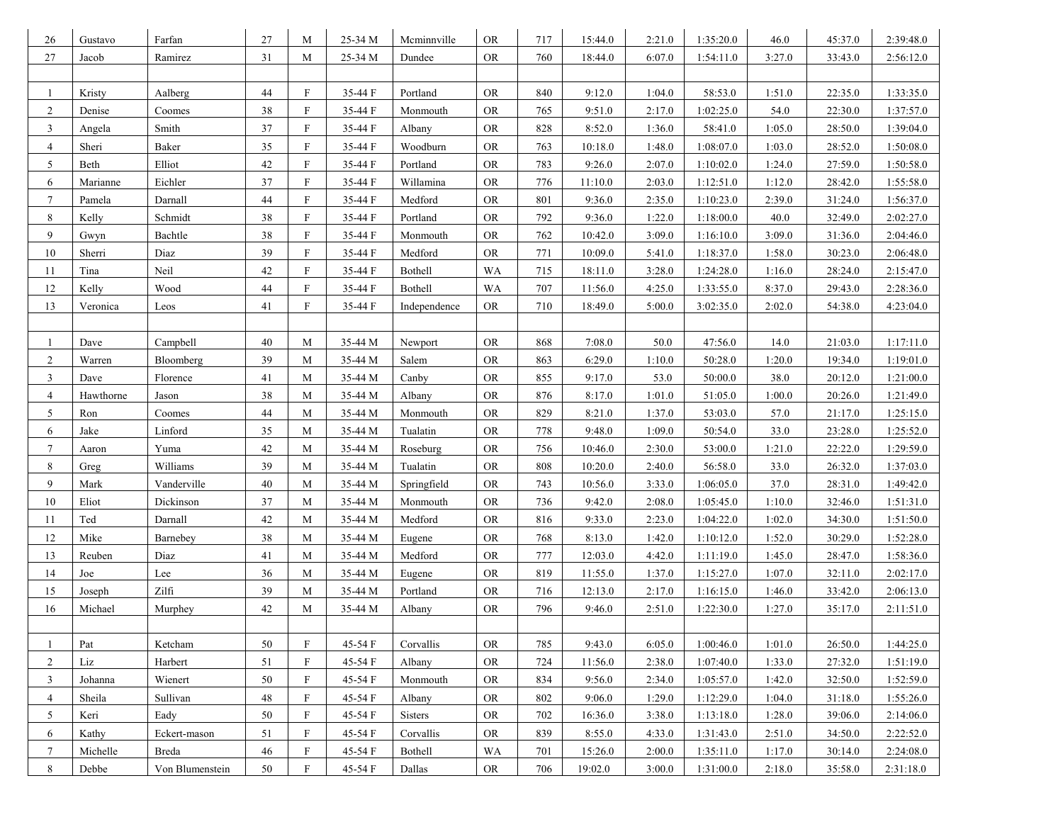| | | | | | | | | | | | | | | |
|---|---|---|---|---|---|---|---|---|---|---|---|---|---|---|
| 26 | Gustavo | Farfan | 27 | M | 25-34 M | Mcminnville | OR | 717 | 15:44.0 | 2:21.0 | 1:35:20.0 | 46.0 | 45:37.0 | 2:39:48.0 |
| 27 | Jacob | Ramirez | 31 | M | 25-34 M | Dundee | OR | 760 | 18:44.0 | 6:07.0 | 1:54:11.0 | 3:27.0 | 33:43.0 | 2:56:12.0 |
| | | | | | | | | | | | | | | |
| 1 | Kristy | Aalberg | 44 | F | 35-44 F | Portland | OR | 840 | 9:12.0 | 1:04.0 | 58:53.0 | 1:51.0 | 22:35.0 | 1:33:35.0 |
| 2 | Denise | Coomes | 38 | F | 35-44 F | Monmouth | OR | 765 | 9:51.0 | 2:17.0 | 1:02:25.0 | 54.0 | 22:30.0 | 1:37:57.0 |
| 3 | Angela | Smith | 37 | F | 35-44 F | Albany | OR | 828 | 8:52.0 | 1:36.0 | 58:41.0 | 1:05.0 | 28:50.0 | 1:39:04.0 |
| 4 | Sheri | Baker | 35 | F | 35-44 F | Woodburn | OR | 763 | 10:18.0 | 1:48.0 | 1:08:07.0 | 1:03.0 | 28:52.0 | 1:50:08.0 |
| 5 | Beth | Elliot | 42 | F | 35-44 F | Portland | OR | 783 | 9:26.0 | 2:07.0 | 1:10:02.0 | 1:24.0 | 27:59.0 | 1:50:58.0 |
| 6 | Marianne | Eichler | 37 | F | 35-44 F | Willamina | OR | 776 | 11:10.0 | 2:03.0 | 1:12:51.0 | 1:12.0 | 28:42.0 | 1:55:58.0 |
| 7 | Pamela | Darnall | 44 | F | 35-44 F | Medford | OR | 801 | 9:36.0 | 2:35.0 | 1:10:23.0 | 2:39.0 | 31:24.0 | 1:56:37.0 |
| 8 | Kelly | Schmidt | 38 | F | 35-44 F | Portland | OR | 792 | 9:36.0 | 1:22.0 | 1:18:00.0 | 40.0 | 32:49.0 | 2:02:27.0 |
| 9 | Gwyn | Bachtle | 38 | F | 35-44 F | Monmouth | OR | 762 | 10:42.0 | 3:09.0 | 1:16:10.0 | 3:09.0 | 31:36.0 | 2:04:46.0 |
| 10 | Sherri | Diaz | 39 | F | 35-44 F | Medford | OR | 771 | 10:09.0 | 5:41.0 | 1:18:37.0 | 1:58.0 | 30:23.0 | 2:06:48.0 |
| 11 | Tina | Neil | 42 | F | 35-44 F | Bothell | WA | 715 | 18:11.0 | 3:28.0 | 1:24:28.0 | 1:16.0 | 28:24.0 | 2:15:47.0 |
| 12 | Kelly | Wood | 44 | F | 35-44 F | Bothell | WA | 707 | 11:56.0 | 4:25.0 | 1:33:55.0 | 8:37.0 | 29:43.0 | 2:28:36.0 |
| 13 | Veronica | Leos | 41 | F | 35-44 F | Independence | OR | 710 | 18:49.0 | 5:00.0 | 3:02:35.0 | 2:02.0 | 54:38.0 | 4:23:04.0 |
| | | | | | | | | | | | | | | |
| 1 | Dave | Campbell | 40 | M | 35-44 M | Newport | OR | 868 | 7:08.0 | 50.0 | 47:56.0 | 14.0 | 21:03.0 | 1:17:11.0 |
| 2 | Warren | Bloomberg | 39 | M | 35-44 M | Salem | OR | 863 | 6:29.0 | 1:10.0 | 50:28.0 | 1:20.0 | 19:34.0 | 1:19:01.0 |
| 3 | Dave | Florence | 41 | M | 35-44 M | Canby | OR | 855 | 9:17.0 | 53.0 | 50:00.0 | 38.0 | 20:12.0 | 1:21:00.0 |
| 4 | Hawthorne | Jason | 38 | M | 35-44 M | Albany | OR | 876 | 8:17.0 | 1:01.0 | 51:05.0 | 1:00.0 | 20:26.0 | 1:21:49.0 |
| 5 | Ron | Coomes | 44 | M | 35-44 M | Monmouth | OR | 829 | 8:21.0 | 1:37.0 | 53:03.0 | 57.0 | 21:17.0 | 1:25:15.0 |
| 6 | Jake | Linford | 35 | M | 35-44 M | Tualatin | OR | 778 | 9:48.0 | 1:09.0 | 50:54.0 | 33.0 | 23:28.0 | 1:25:52.0 |
| 7 | Aaron | Yuma | 42 | M | 35-44 M | Roseburg | OR | 756 | 10:46.0 | 2:30.0 | 53:00.0 | 1:21.0 | 22:22.0 | 1:29:59.0 |
| 8 | Greg | Williams | 39 | M | 35-44 M | Tualatin | OR | 808 | 10:20.0 | 2:40.0 | 56:58.0 | 33.0 | 26:32.0 | 1:37:03.0 |
| 9 | Mark | Vanderville | 40 | M | 35-44 M | Springfield | OR | 743 | 10:56.0 | 3:33.0 | 1:06:05.0 | 37.0 | 28:31.0 | 1:49:42.0 |
| 10 | Eliot | Dickinson | 37 | M | 35-44 M | Monmouth | OR | 736 | 9:42.0 | 2:08.0 | 1:05:45.0 | 1:10.0 | 32:46.0 | 1:51:31.0 |
| 11 | Ted | Darnall | 42 | M | 35-44 M | Medford | OR | 816 | 9:33.0 | 2:23.0 | 1:04:22.0 | 1:02.0 | 34:30.0 | 1:51:50.0 |
| 12 | Mike | Barnebey | 38 | M | 35-44 M | Eugene | OR | 768 | 8:13.0 | 1:42.0 | 1:10:12.0 | 1:52.0 | 30:29.0 | 1:52:28.0 |
| 13 | Reuben | Diaz | 41 | M | 35-44 M | Medford | OR | 777 | 12:03.0 | 4:42.0 | 1:11:19.0 | 1:45.0 | 28:47.0 | 1:58:36.0 |
| 14 | Joe | Lee | 36 | M | 35-44 M | Eugene | OR | 819 | 11:55.0 | 1:37.0 | 1:15:27.0 | 1:07.0 | 32:11.0 | 2:02:17.0 |
| 15 | Joseph | Zilfi | 39 | M | 35-44 M | Portland | OR | 716 | 12:13.0 | 2:17.0 | 1:16:15.0 | 1:46.0 | 33:42.0 | 2:06:13.0 |
| 16 | Michael | Murphey | 42 | M | 35-44 M | Albany | OR | 796 | 9:46.0 | 2:51.0 | 1:22:30.0 | 1:27.0 | 35:17.0 | 2:11:51.0 |
| | | | | | | | | | | | | | | |
| 1 | Pat | Ketcham | 50 | F | 45-54 F | Corvallis | OR | 785 | 9:43.0 | 6:05.0 | 1:00:46.0 | 1:01.0 | 26:50.0 | 1:44:25.0 |
| 2 | Liz | Harbert | 51 | F | 45-54 F | Albany | OR | 724 | 11:56.0 | 2:38.0 | 1:07:40.0 | 1:33.0 | 27:32.0 | 1:51:19.0 |
| 3 | Johanna | Wienert | 50 | F | 45-54 F | Monmouth | OR | 834 | 9:56.0 | 2:34.0 | 1:05:57.0 | 1:42.0 | 32:50.0 | 1:52:59.0 |
| 4 | Sheila | Sullivan | 48 | F | 45-54 F | Albany | OR | 802 | 9:06.0 | 1:29.0 | 1:12:29.0 | 1:04.0 | 31:18.0 | 1:55:26.0 |
| 5 | Keri | Eady | 50 | F | 45-54 F | Sisters | OR | 702 | 16:36.0 | 3:38.0 | 1:13:18.0 | 1:28.0 | 39:06.0 | 2:14:06.0 |
| 6 | Kathy | Eckert-mason | 51 | F | 45-54 F | Corvallis | OR | 839 | 8:55.0 | 4:33.0 | 1:31:43.0 | 2:51.0 | 34:50.0 | 2:22:52.0 |
| 7 | Michelle | Breda | 46 | F | 45-54 F | Bothell | WA | 701 | 15:26.0 | 2:00.0 | 1:35:11.0 | 1:17.0 | 30:14.0 | 2:24:08.0 |
| 8 | Debbe | Von Blumenstein | 50 | F | 45-54 F | Dallas | OR | 706 | 19:02.0 | 3:00.0 | 1:31:00.0 | 2:18.0 | 35:58.0 | 2:31:18.0 |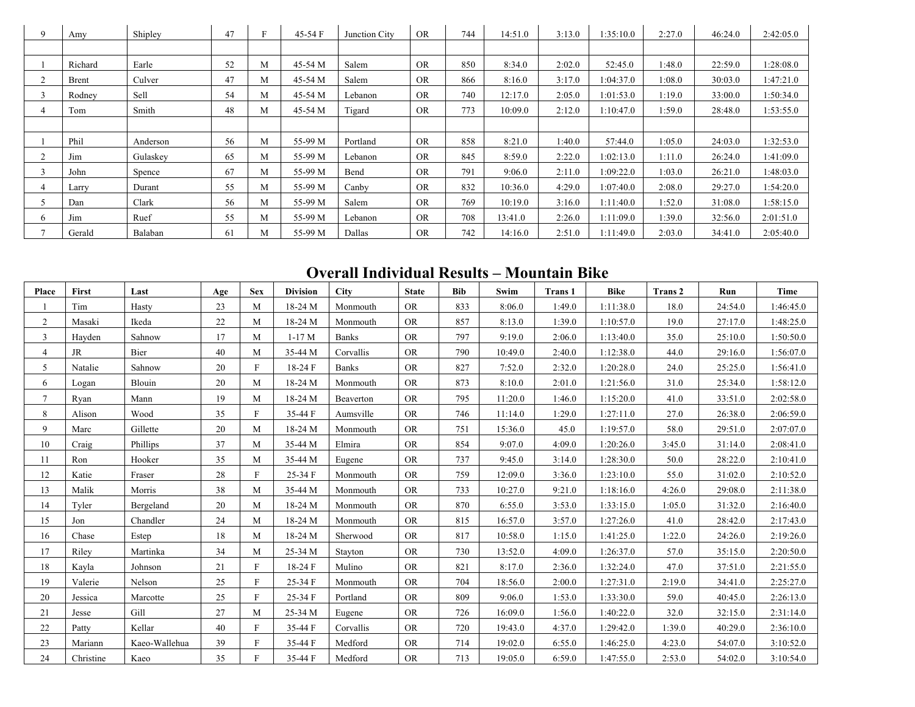| 9 | Amy | Shipley | 47 | F | 45-54 F | Junction City | OR | 744 | 14:51.0 | 3:13.0 | 1:35:10.0 | 2:27.0 | 46:24.0 | 2:42:05.0 |
|---|---|---|---|---|---|---|---|---|---|---|---|---|---|---|
| | | | | | | | | | | | | | | |
| 1 | Richard | Earle | 52 | M | 45-54 M | Salem | OR | 850 | 8:34.0 | 2:02.0 | 52:45.0 | 1:48.0 | 22:59.0 | 1:28:08.0 |
| 2 | Brent | Culver | 47 | M | 45-54 M | Salem | OR | 866 | 8:16.0 | 3:17.0 | 1:04:37.0 | 1:08.0 | 30:03.0 | 1:47:21.0 |
| 3 | Rodney | Sell | 54 | M | 45-54 M | Lebanon | OR | 740 | 12:17.0 | 2:05.0 | 1:01:53.0 | 1:19.0 | 33:00.0 | 1:50:34.0 |
| 4 | Tom | Smith | 48 | M | 45-54 M | Tigard | OR | 773 | 10:09.0 | 2:12.0 | 1:10:47.0 | 1:59.0 | 28:48.0 | 1:53:55.0 |
| | | | | | | | | | | | | | | |
| 1 | Phil | Anderson | 56 | M | 55-99 M | Portland | OR | 858 | 8:21.0 | 1:40.0 | 57:44.0 | 1:05.0 | 24:03.0 | 1:32:53.0 |
| 2 | Jim | Gulaskey | 65 | M | 55-99 M | Lebanon | OR | 845 | 8:59.0 | 2:22.0 | 1:02:13.0 | 1:11.0 | 26:24.0 | 1:41:09.0 |
| 3 | John | Spence | 67 | M | 55-99 M | Bend | OR | 791 | 9:06.0 | 2:11.0 | 1:09:22.0 | 1:03.0 | 26:21.0 | 1:48:03.0 |
| 4 | Larry | Durant | 55 | M | 55-99 M | Canby | OR | 832 | 10:36.0 | 4:29.0 | 1:07:40.0 | 2:08.0 | 29:27.0 | 1:54:20.0 |
| 5 | Dan | Clark | 56 | M | 55-99 M | Salem | OR | 769 | 10:19.0 | 3:16.0 | 1:11:40.0 | 1:52.0 | 31:08.0 | 1:58:15.0 |
| 6 | Jim | Ruef | 55 | M | 55-99 M | Lebanon | OR | 708 | 13:41.0 | 2:26.0 | 1:11:09.0 | 1:39.0 | 32:56.0 | 2:01:51.0 |
| 7 | Gerald | Balaban | 61 | M | 55-99 M | Dallas | OR | 742 | 14:16.0 | 2:51.0 | 1:11:49.0 | 2:03.0 | 34:41.0 | 2:05:40.0 |

# Overall Individual Results – Mountain Bike

| Place | First | Last | Age | Sex | Division | City | State | Bib | Swim | Trans 1 | Bike | Trans 2 | Run | Time |
|---|---|---|---|---|---|---|---|---|---|---|---|---|---|---|
| 1 | Tim | Hasty | 23 | M | 18-24 M | Monmouth | OR | 833 | 8:06.0 | 1:49.0 | 1:11:38.0 | 18.0 | 24:54.0 | 1:46:45.0 |
| 2 | Masaki | Ikeda | 22 | M | 18-24 M | Monmouth | OR | 857 | 8:13.0 | 1:39.0 | 1:10:57.0 | 19.0 | 27:17.0 | 1:48:25.0 |
| 3 | Hayden | Sahnow | 17 | M | 1-17 M | Banks | OR | 797 | 9:19.0 | 2:06.0 | 1:13:40.0 | 35.0 | 25:10.0 | 1:50:50.0 |
| 4 | JR | Bier | 40 | M | 35-44 M | Corvallis | OR | 790 | 10:49.0 | 2:40.0 | 1:12:38.0 | 44.0 | 29:16.0 | 1:56:07.0 |
| 5 | Natalie | Sahnow | 20 | F | 18-24 F | Banks | OR | 827 | 7:52.0 | 2:32.0 | 1:20:28.0 | 24.0 | 25:25.0 | 1:56:41.0 |
| 6 | Logan | Blouin | 20 | M | 18-24 M | Monmouth | OR | 873 | 8:10.0 | 2:01.0 | 1:21:56.0 | 31.0 | 25:34.0 | 1:58:12.0 |
| 7 | Ryan | Mann | 19 | M | 18-24 M | Beaverton | OR | 795 | 11:20.0 | 1:46.0 | 1:15:20.0 | 41.0 | 33:51.0 | 2:02:58.0 |
| 8 | Alison | Wood | 35 | F | 35-44 F | Aumsville | OR | 746 | 11:14.0 | 1:29.0 | 1:27:11.0 | 27.0 | 26:38.0 | 2:06:59.0 |
| 9 | Marc | Gillette | 20 | M | 18-24 M | Monmouth | OR | 751 | 15:36.0 | 45.0 | 1:19:57.0 | 58.0 | 29:51.0 | 2:07:07.0 |
| 10 | Craig | Phillips | 37 | M | 35-44 M | Elmira | OR | 854 | 9:07.0 | 4:09.0 | 1:20:26.0 | 3:45.0 | 31:14.0 | 2:08:41.0 |
| 11 | Ron | Hooker | 35 | M | 35-44 M | Eugene | OR | 737 | 9:45.0 | 3:14.0 | 1:28:30.0 | 50.0 | 28:22.0 | 2:10:41.0 |
| 12 | Katie | Fraser | 28 | F | 25-34 F | Monmouth | OR | 759 | 12:09.0 | 3:36.0 | 1:23:10.0 | 55.0 | 31:02.0 | 2:10:52.0 |
| 13 | Malik | Morris | 38 | M | 35-44 M | Monmouth | OR | 733 | 10:27.0 | 9:21.0 | 1:18:16.0 | 4:26.0 | 29:08.0 | 2:11:38.0 |
| 14 | Tyler | Bergeland | 20 | M | 18-24 M | Monmouth | OR | 870 | 6:55.0 | 3:53.0 | 1:33:15.0 | 1:05.0 | 31:32.0 | 2:16:40.0 |
| 15 | Jon | Chandler | 24 | M | 18-24 M | Monmouth | OR | 815 | 16:57.0 | 3:57.0 | 1:27:26.0 | 41.0 | 28:42.0 | 2:17:43.0 |
| 16 | Chase | Estep | 18 | M | 18-24 M | Sherwood | OR | 817 | 10:58.0 | 1:15.0 | 1:41:25.0 | 1:22.0 | 24:26.0 | 2:19:26.0 |
| 17 | Riley | Martinka | 34 | M | 25-34 M | Stayton | OR | 730 | 13:52.0 | 4:09.0 | 1:26:37.0 | 57.0 | 35:15.0 | 2:20:50.0 |
| 18 | Kayla | Johnson | 21 | F | 18-24 F | Mulino | OR | 821 | 8:17.0 | 2:36.0 | 1:32:24.0 | 47.0 | 37:51.0 | 2:21:55.0 |
| 19 | Valerie | Nelson | 25 | F | 25-34 F | Monmouth | OR | 704 | 18:56.0 | 2:00.0 | 1:27:31.0 | 2:19.0 | 34:41.0 | 2:25:27.0 |
| 20 | Jessica | Marcotte | 25 | F | 25-34 F | Portland | OR | 809 | 9:06.0 | 1:53.0 | 1:33:30.0 | 59.0 | 40:45.0 | 2:26:13.0 |
| 21 | Jesse | Gill | 27 | M | 25-34 M | Eugene | OR | 726 | 16:09.0 | 1:56.0 | 1:40:22.0 | 32.0 | 32:15.0 | 2:31:14.0 |
| 22 | Patty | Kellar | 40 | F | 35-44 F | Corvallis | OR | 720 | 19:43.0 | 4:37.0 | 1:29:42.0 | 1:39.0 | 40:29.0 | 2:36:10.0 |
| 23 | Mariann | Kaeo-Wallehua | 39 | F | 35-44 F | Medford | OR | 714 | 19:02.0 | 6:55.0 | 1:46:25.0 | 4:23.0 | 54:07.0 | 3:10:52.0 |
| 24 | Christine | Kaeo | 35 | F | 35-44 F | Medford | OR | 713 | 19:05.0 | 6:59.0 | 1:47:55.0 | 2:53.0 | 54:02.0 | 3:10:54.0 |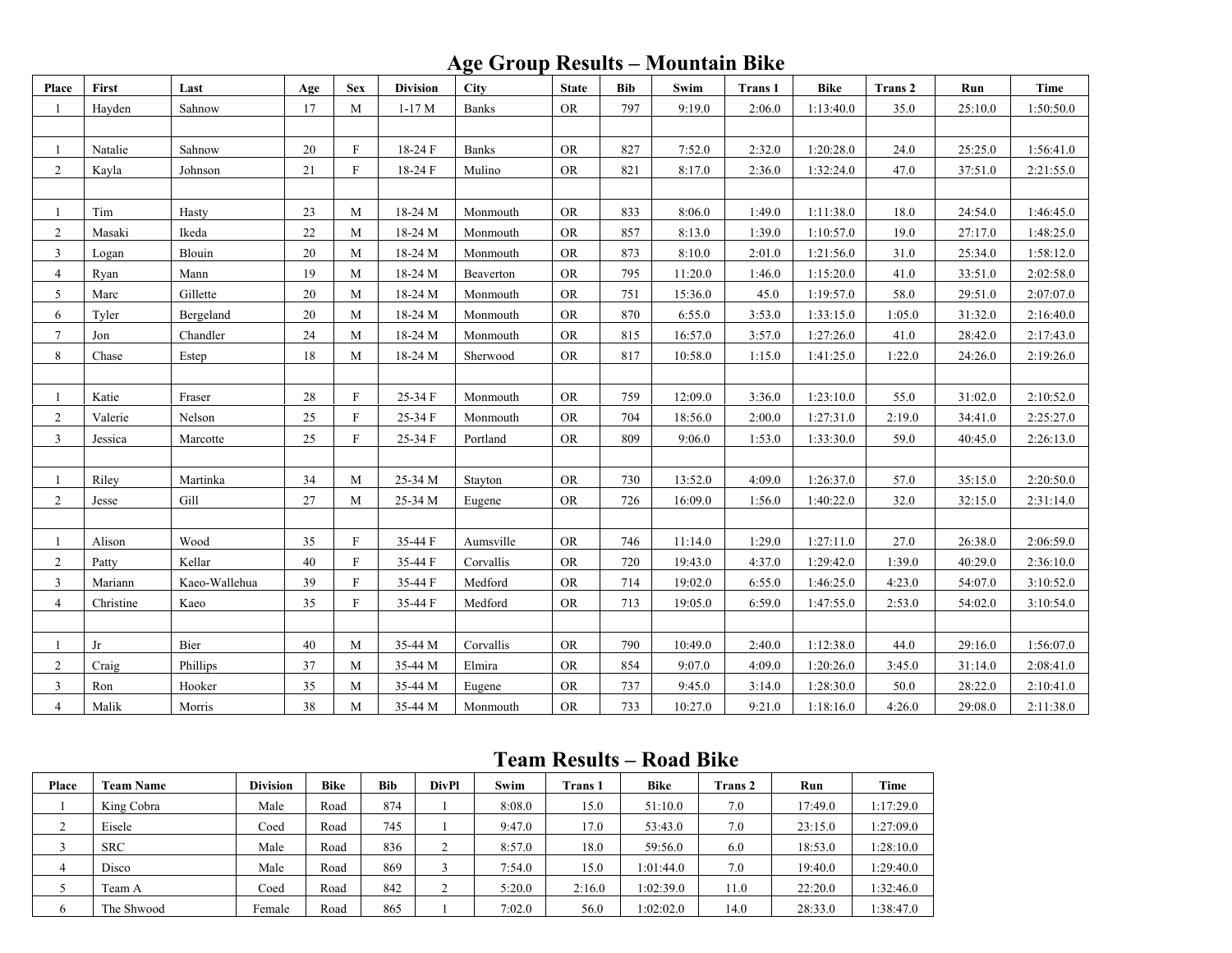## Age Group Results – Mountain Bike

| Place | First | Last | Age | Sex | Division | City | State | Bib | Swim | Trans 1 | Bike | Trans 2 | Run | Time |
|---|---|---|---|---|---|---|---|---|---|---|---|---|---|---|
| 1 | Hayden | Sahnow | 17 | M | 1-17 M | Banks | OR | 797 | 9:19.0 | 2:06.0 | 1:13:40.0 | 35.0 | 25:10.0 | 1:50:50.0 |
| | | | | | | | | | | | | | | |
| 1 | Natalie | Sahnow | 20 | F | 18-24 F | Banks | OR | 827 | 7:52.0 | 2:32.0 | 1:20:28.0 | 24.0 | 25:25.0 | 1:56:41.0 |
| 2 | Kayla | Johnson | 21 | F | 18-24 F | Mulino | OR | 821 | 8:17.0 | 2:36.0 | 1:32:24.0 | 47.0 | 37:51.0 | 2:21:55.0 |
| | | | | | | | | | | | | | | |
| 1 | Tim | Hasty | 23 | M | 18-24 M | Monmouth | OR | 833 | 8:06.0 | 1:49.0 | 1:11:38.0 | 18.0 | 24:54.0 | 1:46:45.0 |
| 2 | Masaki | Ikeda | 22 | M | 18-24 M | Monmouth | OR | 857 | 8:13.0 | 1:39.0 | 1:10:57.0 | 19.0 | 27:17.0 | 1:48:25.0 |
| 3 | Logan | Blouin | 20 | M | 18-24 M | Monmouth | OR | 873 | 8:10.0 | 2:01.0 | 1:21:56.0 | 31.0 | 25:34.0 | 1:58:12.0 |
| 4 | Ryan | Mann | 19 | M | 18-24 M | Beaverton | OR | 795 | 11:20.0 | 1:46.0 | 1:15:20.0 | 41.0 | 33:51.0 | 2:02:58.0 |
| 5 | Marc | Gillette | 20 | M | 18-24 M | Monmouth | OR | 751 | 15:36.0 | 45.0 | 1:19:57.0 | 58.0 | 29:51.0 | 2:07:07.0 |
| 6 | Tyler | Bergeland | 20 | M | 18-24 M | Monmouth | OR | 870 | 6:55.0 | 3:53.0 | 1:33:15.0 | 1:05.0 | 31:32.0 | 2:16:40.0 |
| 7 | Jon | Chandler | 24 | M | 18-24 M | Monmouth | OR | 815 | 16:57.0 | 3:57.0 | 1:27:26.0 | 41.0 | 28:42.0 | 2:17:43.0 |
| 8 | Chase | Estep | 18 | M | 18-24 M | Sherwood | OR | 817 | 10:58.0 | 1:15.0 | 1:41:25.0 | 1:22.0 | 24:26.0 | 2:19:26.0 |
| | | | | | | | | | | | | | | |
| 1 | Katie | Fraser | 28 | F | 25-34 F | Monmouth | OR | 759 | 12:09.0 | 3:36.0 | 1:23:10.0 | 55.0 | 31:02.0 | 2:10:52.0 |
| 2 | Valerie | Nelson | 25 | F | 25-34 F | Monmouth | OR | 704 | 18:56.0 | 2:00.0 | 1:27:31.0 | 2:19.0 | 34:41.0 | 2:25:27.0 |
| 3 | Jessica | Marcotte | 25 | F | 25-34 F | Portland | OR | 809 | 9:06.0 | 1:53.0 | 1:33:30.0 | 59.0 | 40:45.0 | 2:26:13.0 |
| | | | | | | | | | | | | | | |
| 1 | Riley | Martinka | 34 | M | 25-34 M | Stayton | OR | 730 | 13:52.0 | 4:09.0 | 1:26:37.0 | 57.0 | 35:15.0 | 2:20:50.0 |
| 2 | Jesse | Gill | 27 | M | 25-34 M | Eugene | OR | 726 | 16:09.0 | 1:56.0 | 1:40:22.0 | 32.0 | 32:15.0 | 2:31:14.0 |
| | | | | | | | | | | | | | | |
| 1 | Alison | Wood | 35 | F | 35-44 F | Aumsville | OR | 746 | 11:14.0 | 1:29.0 | 1:27:11.0 | 27.0 | 26:38.0 | 2:06:59.0 |
| 2 | Patty | Kellar | 40 | F | 35-44 F | Corvallis | OR | 720 | 19:43.0 | 4:37.0 | 1:29:42.0 | 1:39.0 | 40:29.0 | 2:36:10.0 |
| 3 | Mariann | Kaeo-Wallehua | 39 | F | 35-44 F | Medford | OR | 714 | 19:02.0 | 6:55.0 | 1:46:25.0 | 4:23.0 | 54:07.0 | 3:10:52.0 |
| 4 | Christine | Kaeo | 35 | F | 35-44 F | Medford | OR | 713 | 19:05.0 | 6:59.0 | 1:47:55.0 | 2:53.0 | 54:02.0 | 3:10:54.0 |
| | | | | | | | | | | | | | | |
| 1 | Jr | Bier | 40 | M | 35-44 M | Corvallis | OR | 790 | 10:49.0 | 2:40.0 | 1:12:38.0 | 44.0 | 29:16.0 | 1:56:07.0 |
| 2 | Craig | Phillips | 37 | M | 35-44 M | Elmira | OR | 854 | 9:07.0 | 4:09.0 | 1:20:26.0 | 3:45.0 | 31:14.0 | 2:08:41.0 |
| 3 | Ron | Hooker | 35 | M | 35-44 M | Eugene | OR | 737 | 9:45.0 | 3:14.0 | 1:28:30.0 | 50.0 | 28:22.0 | 2:10:41.0 |
| 4 | Malik | Morris | 38 | M | 35-44 M | Monmouth | OR | 733 | 10:27.0 | 9:21.0 | 1:18:16.0 | 4:26.0 | 29:08.0 | 2:11:38.0 |

## Team Results – Road Bike

| Place | Team Name | Division | Bike | Bib | DivPl | Swim | Trans 1 | Bike | Trans 2 | Run | Time |
|---|---|---|---|---|---|---|---|---|---|---|---|
| 1 | King Cobra | Male | Road | 874 | 1 | 8:08.0 | 15.0 | 51:10.0 | 7.0 | 17:49.0 | 1:17:29.0 |
| 2 | Eisele | Coed | Road | 745 | 1 | 9:47.0 | 17.0 | 53:43.0 | 7.0 | 23:15.0 | 1:27:09.0 |
| 3 | SRC | Male | Road | 836 | 2 | 8:57.0 | 18.0 | 59:56.0 | 6.0 | 18:53.0 | 1:28:10.0 |
| 4 | Disco | Male | Road | 869 | 3 | 7:54.0 | 15.0 | 1:01:44.0 | 7.0 | 19:40.0 | 1:29:40.0 |
| 5 | Team A | Coed | Road | 842 | 2 | 5:20.0 | 2:16.0 | 1:02:39.0 | 11.0 | 22:20.0 | 1:32:46.0 |
| 6 | The Shwood | Female | Road | 865 | 1 | 7:02.0 | 56.0 | 1:02:02.0 | 14.0 | 28:33.0 | 1:38:47.0 |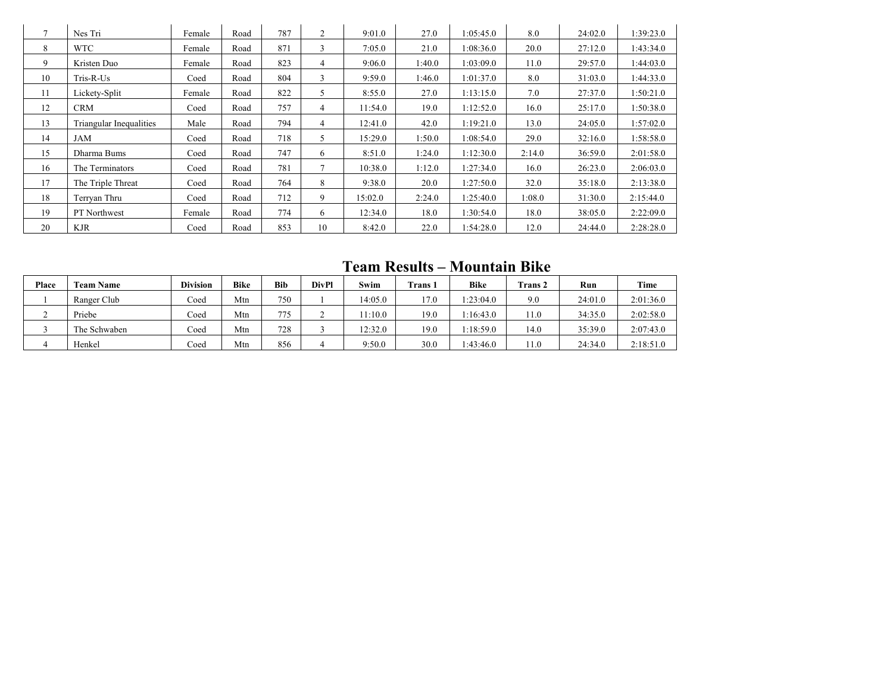| | | | | | | | | | | | |
|---|---|---|---|---|---|---|---|---|---|---|---|
| 7 | Nes Tri | Female | Road | 787 | 2 | 9:01.0 | 27.0 | 1:05:45.0 | 8.0 | 24:02.0 | 1:39:23.0 |
| 8 | WTC | Female | Road | 871 | 3 | 7:05.0 | 21.0 | 1:08:36.0 | 20.0 | 27:12.0 | 1:43:34.0 |
| 9 | Kristen Duo | Female | Road | 823 | 4 | 9:06.0 | 1:40.0 | 1:03:09.0 | 11.0 | 29:57.0 | 1:44:03.0 |
| 10 | Tris-R-Us | Coed | Road | 804 | 3 | 9:59.0 | 1:46.0 | 1:01:37.0 | 8.0 | 31:03.0 | 1:44:33.0 |
| 11 | Lickety-Split | Female | Road | 822 | 5 | 8:55.0 | 27.0 | 1:13:15.0 | 7.0 | 27:37.0 | 1:50:21.0 |
| 12 | CRM | Coed | Road | 757 | 4 | 11:54.0 | 19.0 | 1:12:52.0 | 16.0 | 25:17.0 | 1:50:38.0 |
| 13 | Triangular Inequalities | Male | Road | 794 | 4 | 12:41.0 | 42.0 | 1:19:21.0 | 13.0 | 24:05.0 | 1:57:02.0 |
| 14 | JAM | Coed | Road | 718 | 5 | 15:29.0 | 1:50.0 | 1:08:54.0 | 29.0 | 32:16.0 | 1:58:58.0 |
| 15 | Dharma Bums | Coed | Road | 747 | 6 | 8:51.0 | 1:24.0 | 1:12:30.0 | 2:14.0 | 36:59.0 | 2:01:58.0 |
| 16 | The Terminators | Coed | Road | 781 | 7 | 10:38.0 | 1:12.0 | 1:27:34.0 | 16.0 | 26:23.0 | 2:06:03.0 |
| 17 | The Triple Threat | Coed | Road | 764 | 8 | 9:38.0 | 20.0 | 1:27:50.0 | 32.0 | 35:18.0 | 2:13:38.0 |
| 18 | Terryan Thru | Coed | Road | 712 | 9 | 15:02.0 | 2:24.0 | 1:25:40.0 | 1:08.0 | 31:30.0 | 2:15:44.0 |
| 19 | PT Northwest | Female | Road | 774 | 6 | 12:34.0 | 18.0 | 1:30:54.0 | 18.0 | 38:05.0 | 2:22:09.0 |
| 20 | KJR | Coed | Road | 853 | 10 | 8:42.0 | 22.0 | 1:54:28.0 | 12.0 | 24:44.0 | 2:28:28.0 |

## Team Results – Mountain Bike

| Place | Team Name | Division | Bike | Bib | DivPl | Swim | Trans 1 | Bike | Trans 2 | Run | Time |
|---|---|---|---|---|---|---|---|---|---|---|---|
| 1 | Ranger Club | Coed | Mtn | 750 | 1 | 14:05.0 | 17.0 | 1:23:04.0 | 9.0 | 24:01.0 | 2:01:36.0 |
| 2 | Priebe | Coed | Mtn | 775 | 2 | 11:10.0 | 19.0 | 1:16:43.0 | 11.0 | 34:35.0 | 2:02:58.0 |
| 3 | The Schwaben | Coed | Mtn | 728 | 3 | 12:32.0 | 19.0 | 1:18:59.0 | 14.0 | 35:39.0 | 2:07:43.0 |
| 4 | Henkel | Coed | Mtn | 856 | 4 | 9:50.0 | 30.0 | 1:43:46.0 | 11.0 | 24:34.0 | 2:18:51.0 |